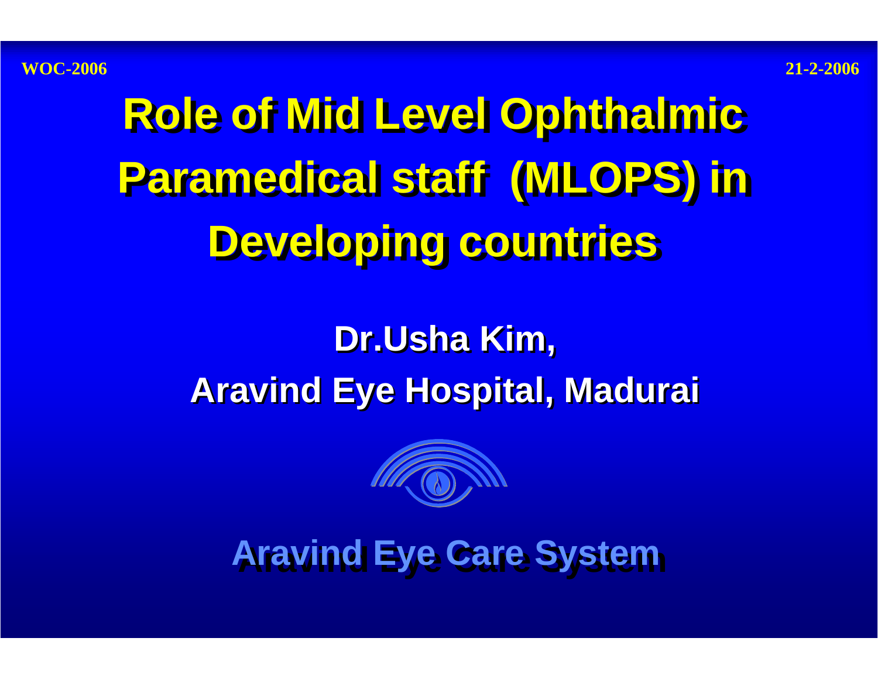WOC-2006

21-2-2006

# Role of Mid Level Ophthalmic Paramedical staff (MLOPS) in Developing countries

**Dr.Usha Kim,**

**Aravind Eye Hospital, Madurai**

**Aravind Eye Care System**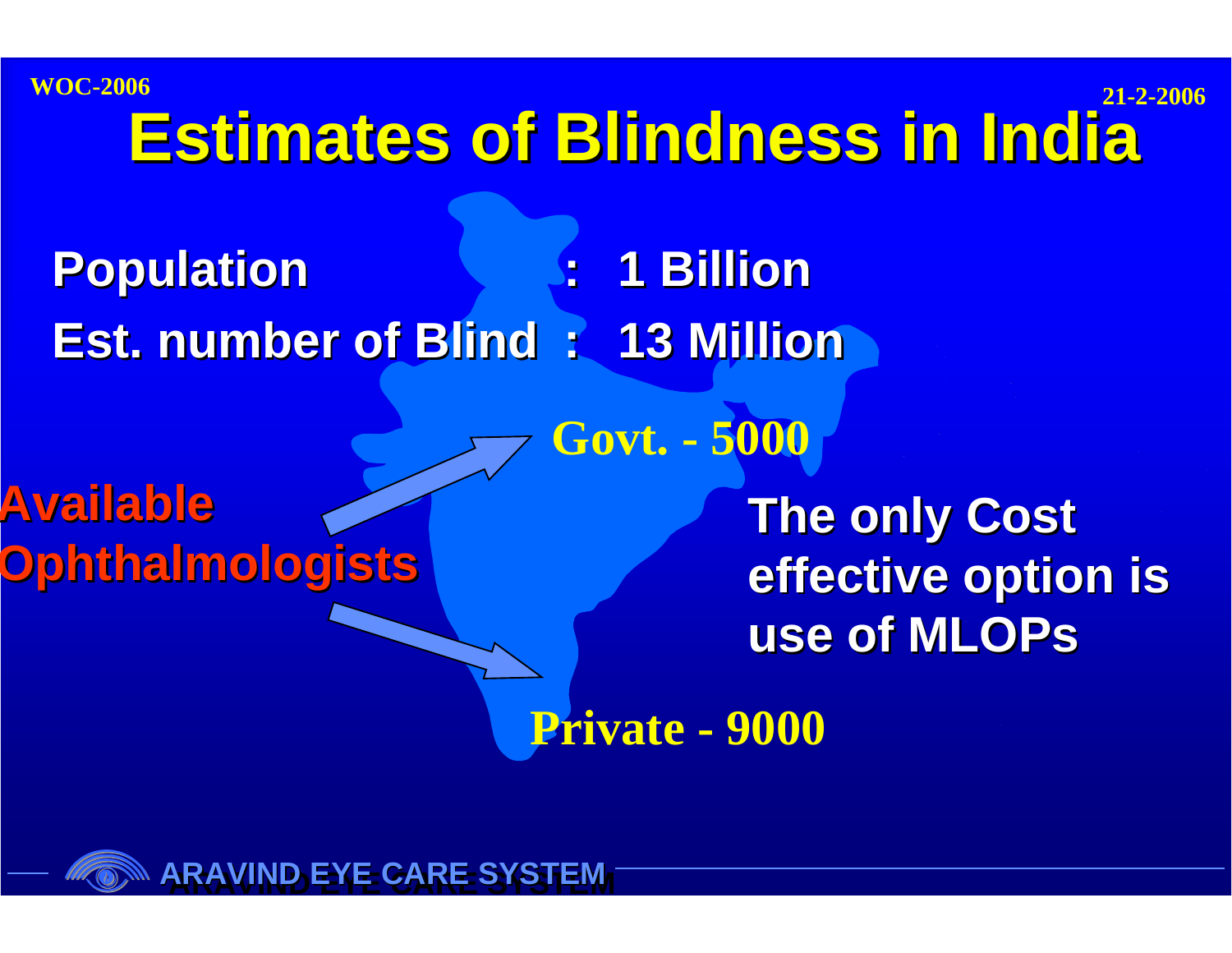# Estimates of Blindness in India

Population : 1 Billion

Est. number of Blind : 13 Million

**Available Ophthalmologists**

Govt. - 5000

Private - 9000

**The only Cost effective option is use of MLOPs**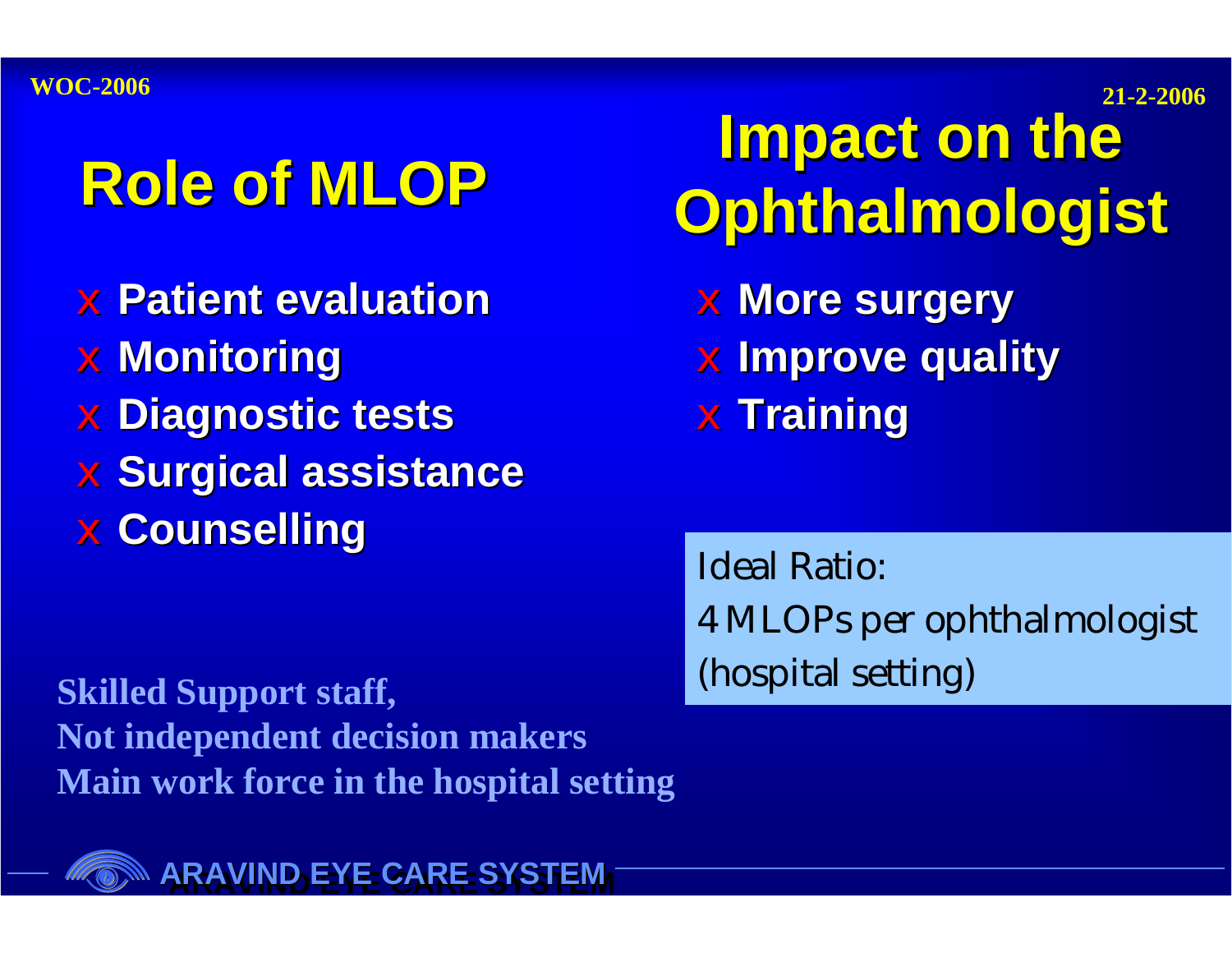## Role of MLOP

- Patient evaluation
- Monitoring
- Diagnostic tests
- Surgical assistance
- Counselling

**Skilled Support staff,**
**Not independent decision makers**
**Main work force in the hospital setting**

## Impact on the Ophthalmologist

- More surgery
- Improve quality
- Training

Ideal Ratio:
4 MLOPs per ophthalmologist
(hospital setting)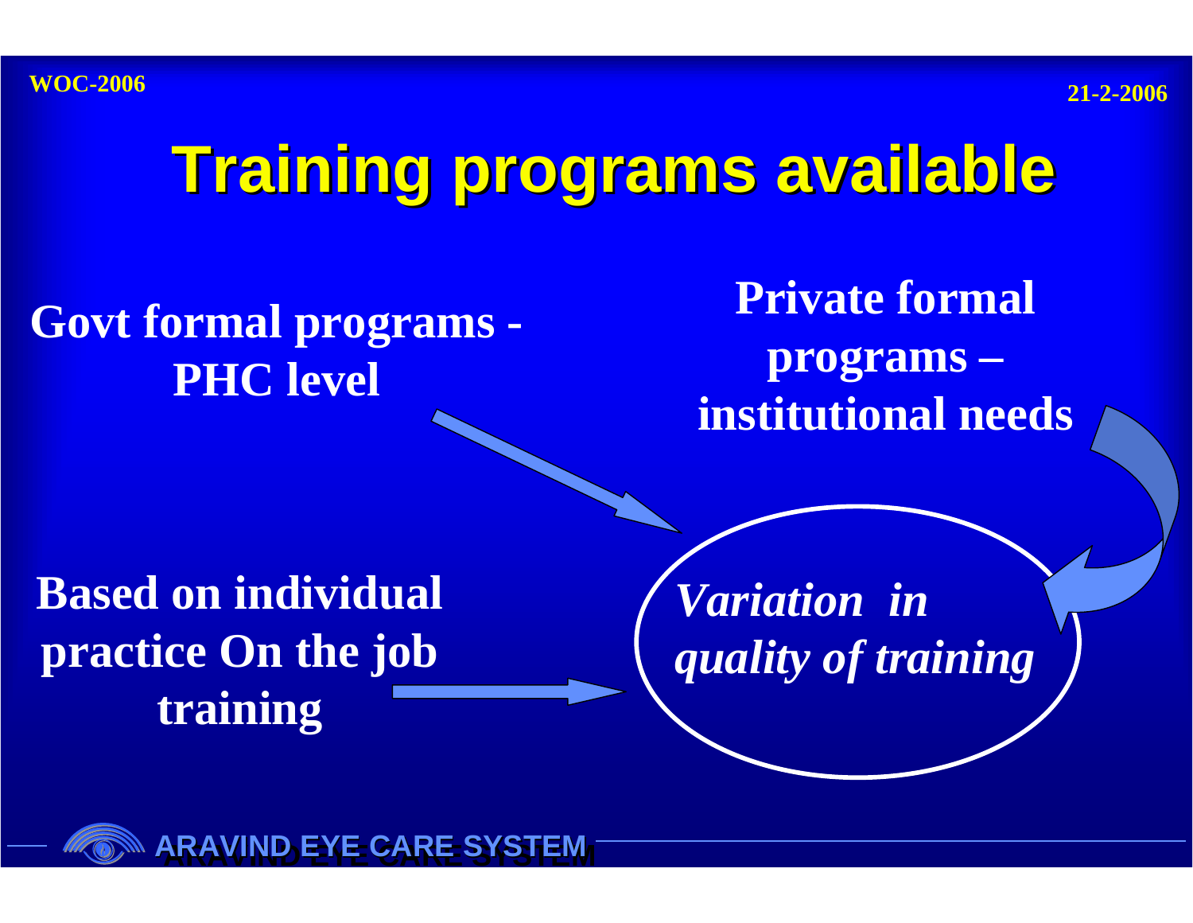# Training programs available

Govt formal programs - PHC level

Private formal programs – institutional needs

Based on individual practice On the job training

*Variation in quality of training*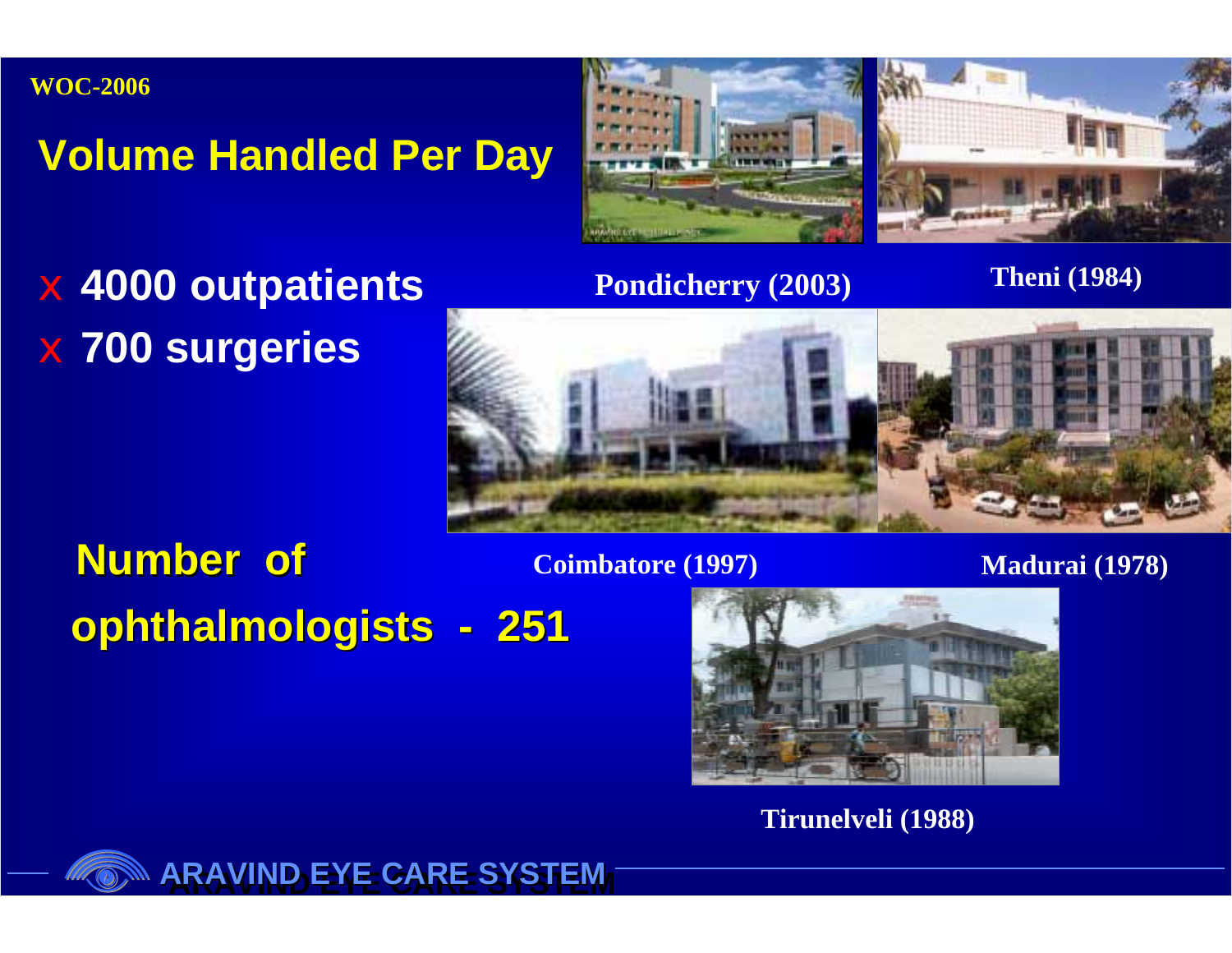WOC-2006

# Volume Handled Per Day

- 4000 outpatients
- 700 surgeries

Pondicherry (2003)

Theni (1984)

Coimbatore (1997)

Madurai (1978)

Tirunelveli (1988)

**Number of ophthalmologists - 251**

ARAVIND EYE CARE SYSTEM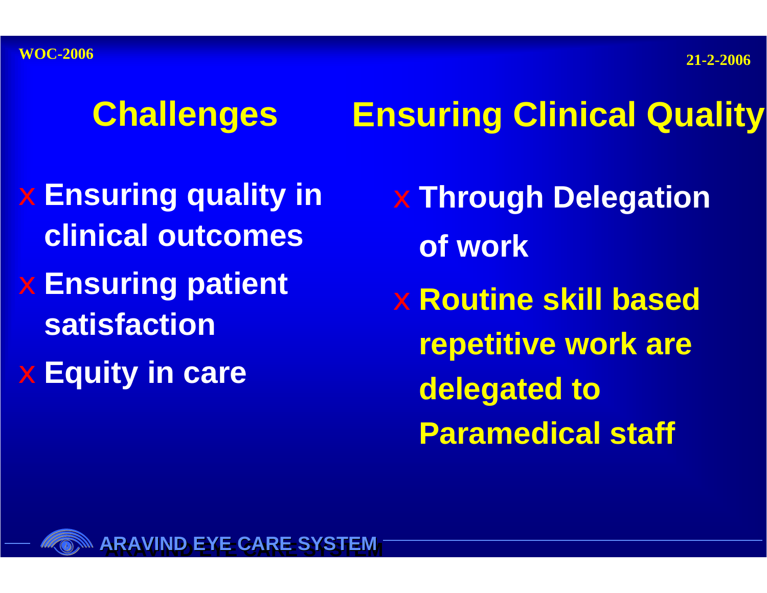## Challenges

- Ensuring quality in clinical outcomes
- Ensuring patient satisfaction
- Equity in care

## Ensuring Clinical Quality

- Through Delegation of work
- **Routine skill based repetitive work are delegated to Paramedical staff**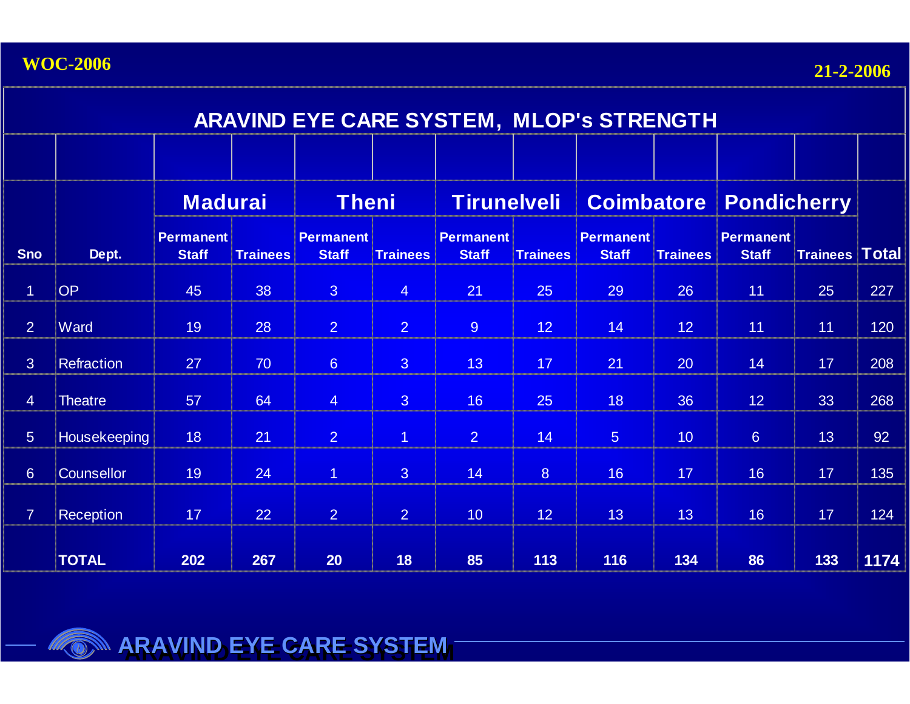# ARAVIND EYE CARE SYSTEM, MLOP's STRENGTH

| Sno | Dept. | Madurai | | Theni | | Tirunelveli | | Coimbatore | | Pondicherry | | Total |
|---|---|---|---|---|---|---|---|---|---|---|---|---|
| | | Permanent Staff | Trainees | Permanent Staff | Trainees | Permanent Staff | Trainees | Permanent Staff | Trainees | Permanent Staff | Trainees | |
| 1 | OP | 45 | 38 | 3 | 4 | 21 | 25 | 29 | 26 | 11 | 25 | 227 |
| 2 | Ward | 19 | 28 | 2 | 2 | 9 | 12 | 14 | 12 | 11 | 11 | 120 |
| 3 | Refraction | 27 | 70 | 6 | 3 | 13 | 17 | 21 | 20 | 14 | 17 | 208 |
| 4 | Theatre | 57 | 64 | 4 | 3 | 16 | 25 | 18 | 36 | 12 | 33 | 268 |
| 5 | Housekeeping | 18 | 21 | 2 | 1 | 2 | 14 | 5 | 10 | 6 | 13 | 92 |
| 6 | Counsellor | 19 | 24 | 1 | 3 | 14 | 8 | 16 | 17 | 16 | 17 | 135 |
| 7 | Reception | 17 | 22 | 2 | 2 | 10 | 12 | 13 | 13 | 16 | 17 | 124 |
| | **TOTAL** | **202** | **267** | **20** | **18** | **85** | **113** | **116** | **134** | **86** | **133** | **1174** |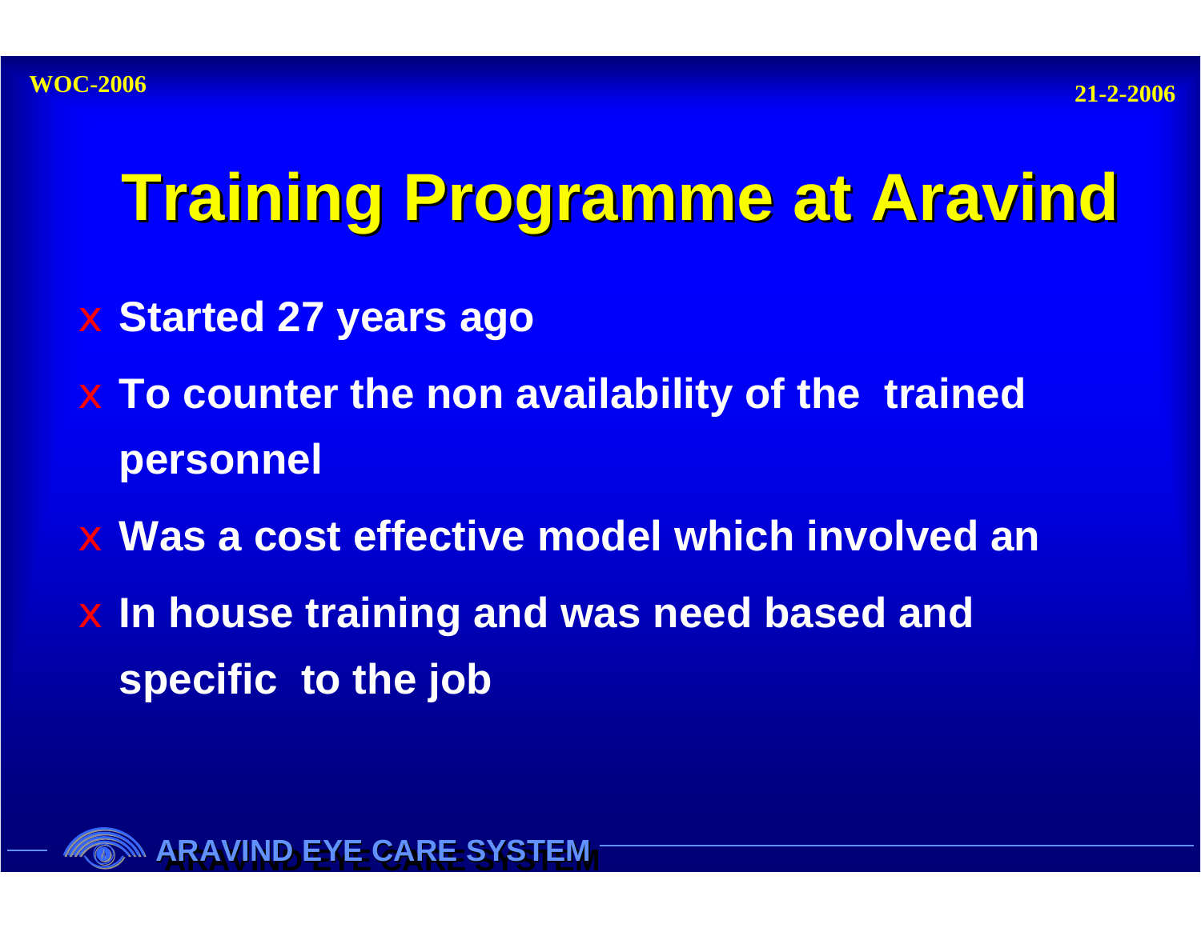# Training Programme at Aravind

- Started 27 years ago
- To counter the non availability of the trained personnel
- Was a cost effective model which involved an
- In house training and was need based and specific to the job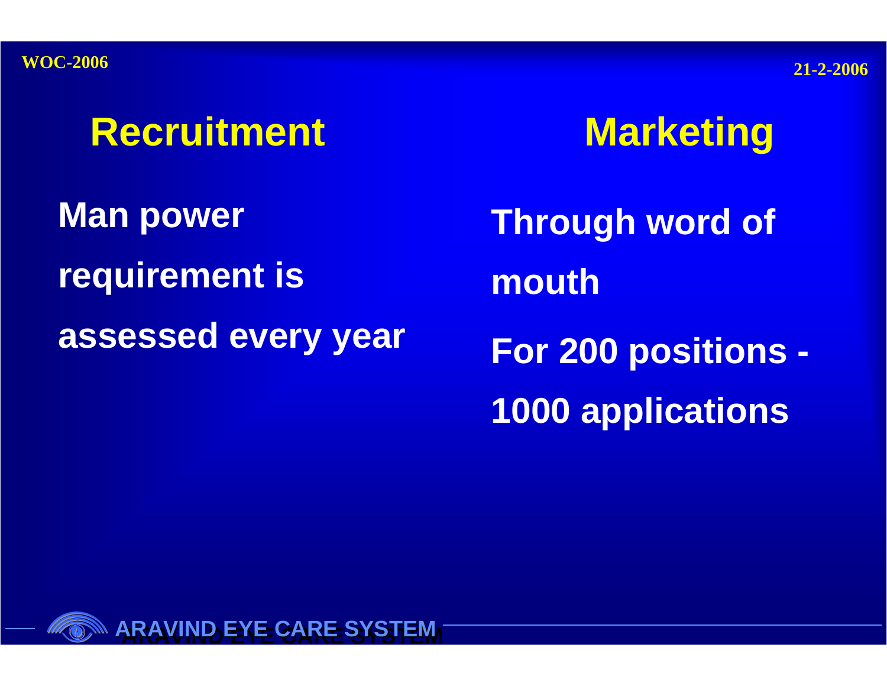## Recruitment

Man power requirement is assessed every year

## Marketing

Through word of mouth

For 200 positions - 1000 applications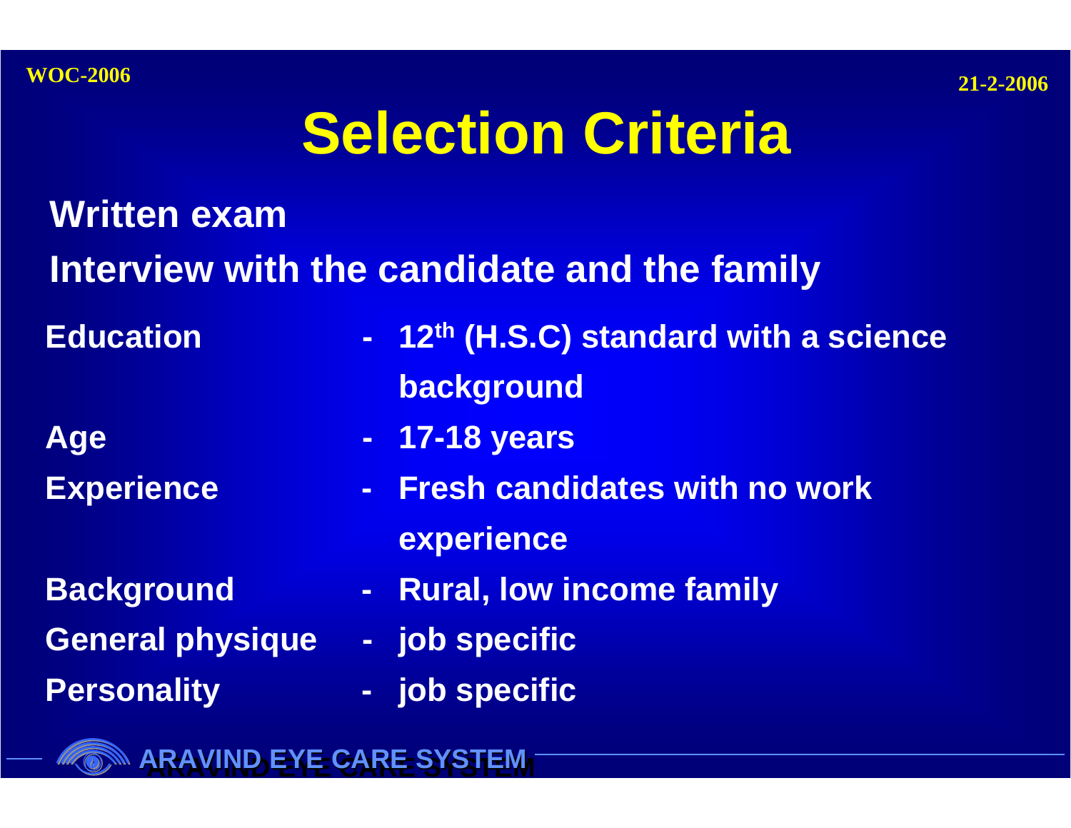# Selection Criteria

**Written exam**

**Interview with the candidate and the family**

| | | |
|---|---|---|
| **Education** | - | **12th (H.S.C) standard with a science background** |
| **Age** | - | **17-18 years** |
| **Experience** | - | **Fresh candidates with no work experience** |
| **Background** | - | **Rural, low income family** |
| **General physique** | - | **job specific** |
| **Personality** | - | **job specific** |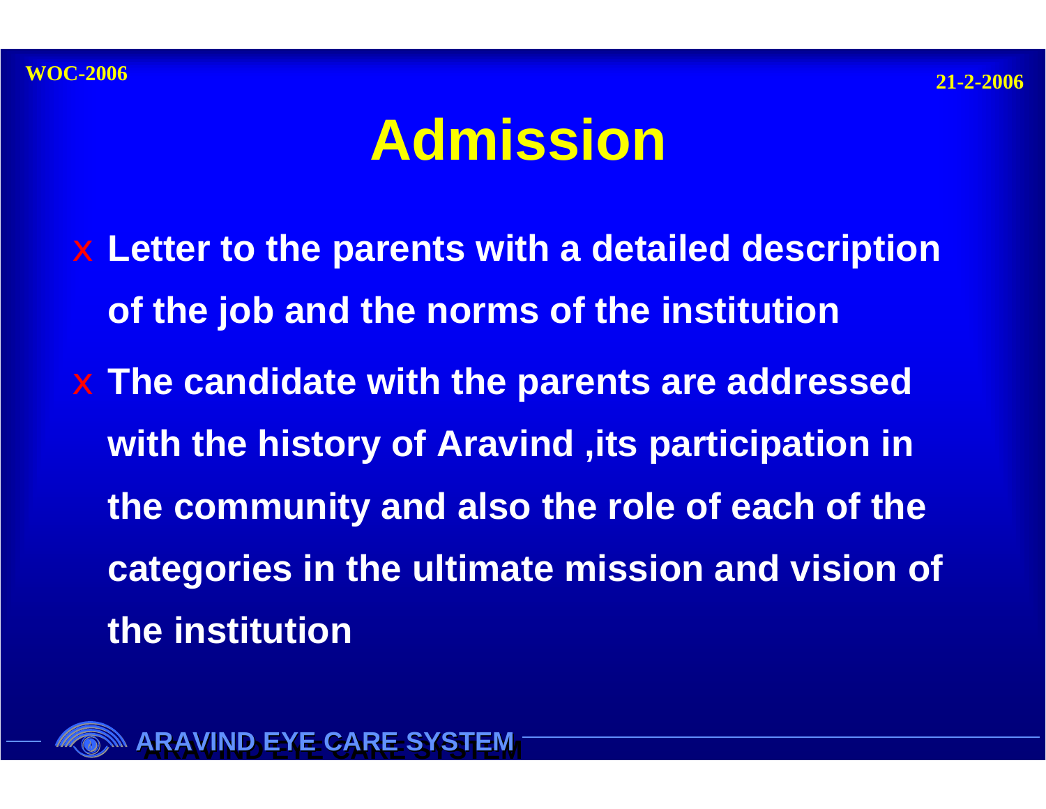# Admission

- Letter to the parents with a detailed description of the job and the norms of the institution
- The candidate with the parents are addressed with the history of Aravind ,its participation in the community and also the role of each of the categories in the ultimate mission and vision of the institution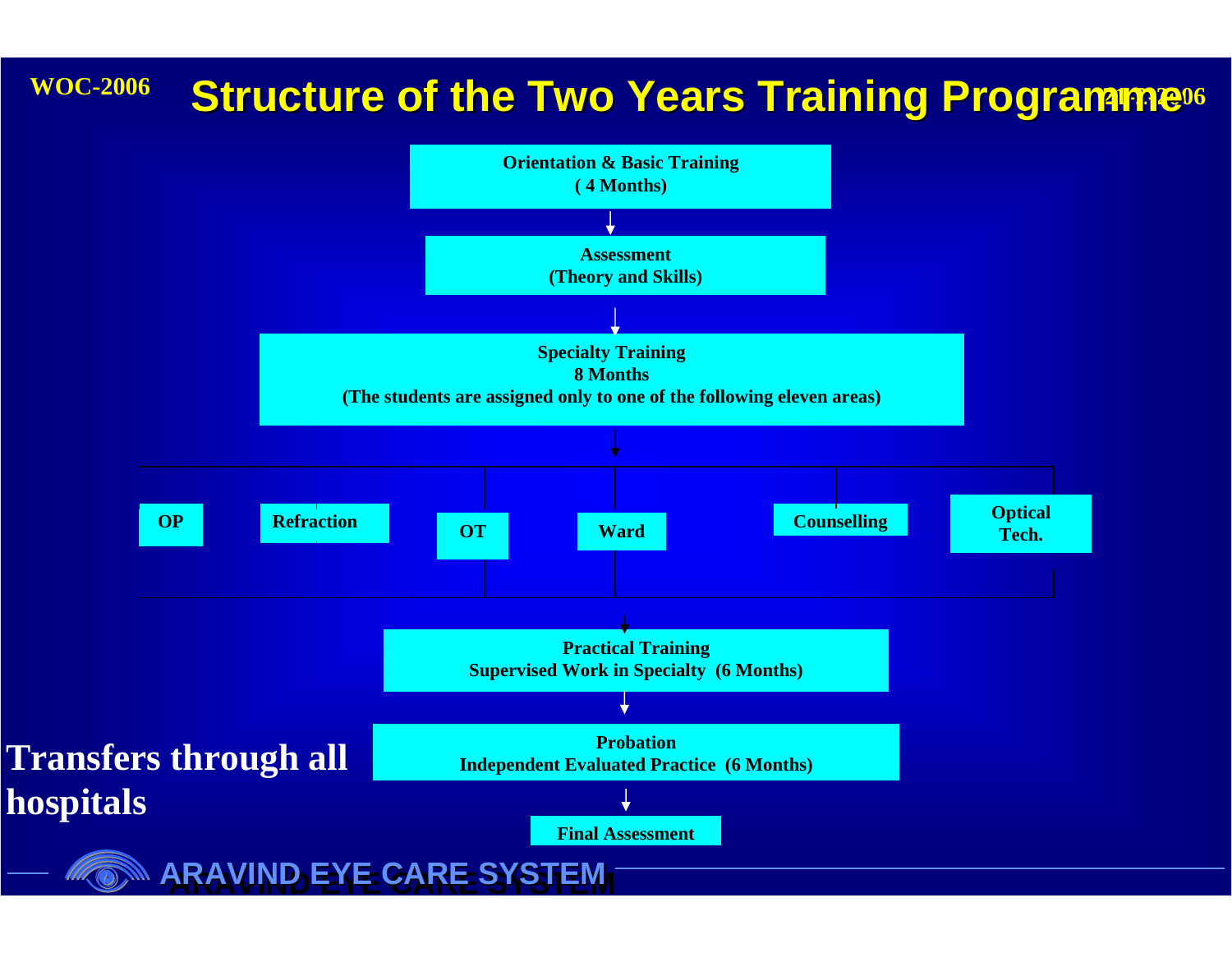# Structure of the Two Years Training Programme

Orientation & Basic Training
(4 Months)

↓

Assessment
(Theory and Skills)

↓

Specialty Training
8 Months
(The students are assigned only to one of the following eleven areas)

↓

- OP
- Refraction
- OT
- Ward
- Counselling
- Optical Tech.

↓

Practical Training
Supervised Work in Specialty (6 Months)

↓

Probation
Independent Evaluated Practice (6 Months)

↓

Final Assessment

**Transfers through all hospitals**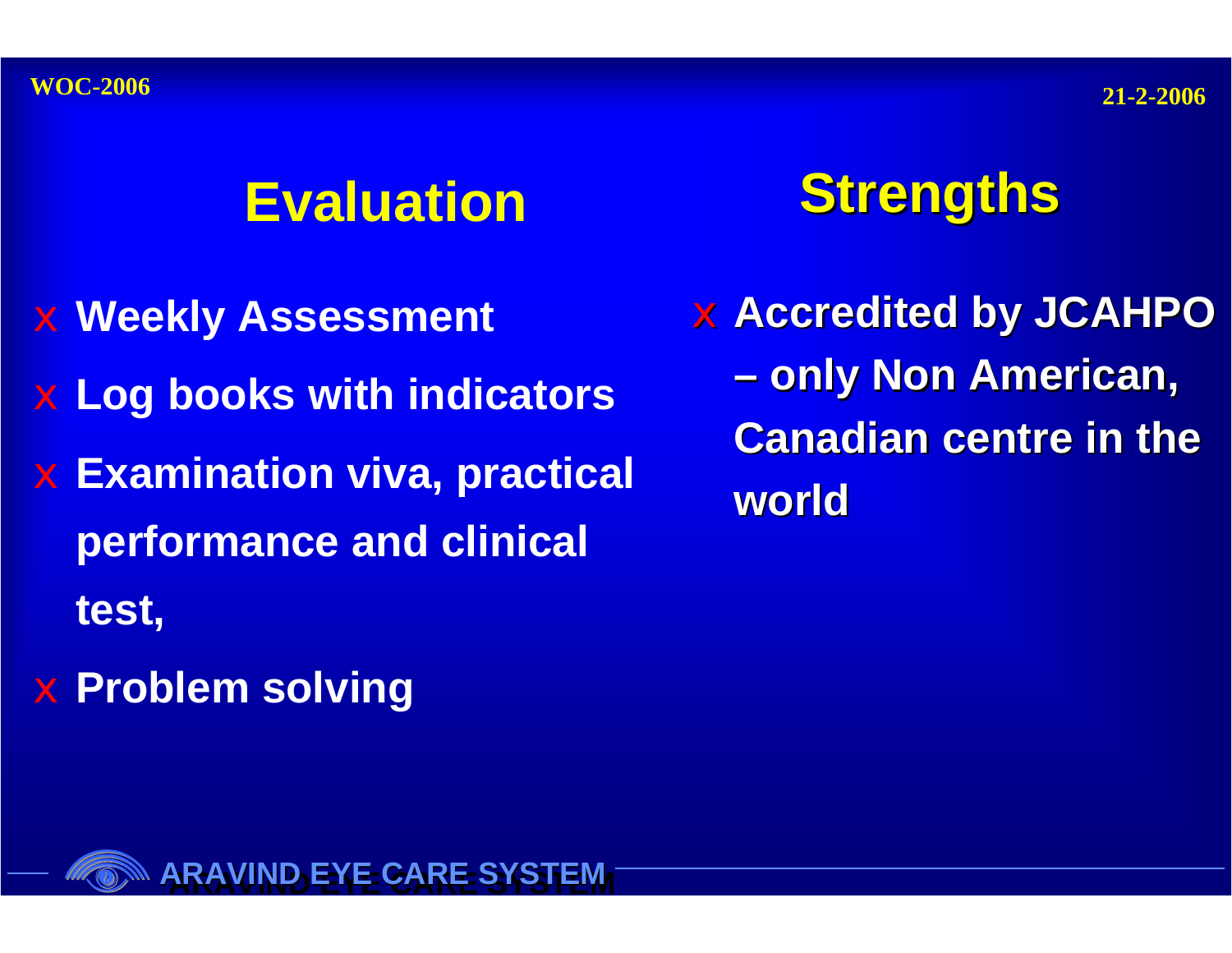## Evaluation

- Weekly Assessment
- Log books with indicators
- Examination viva, practical performance and clinical test,
- Problem solving

## Strengths

- Accredited by JCAHPO – only Non American, Canadian centre in the world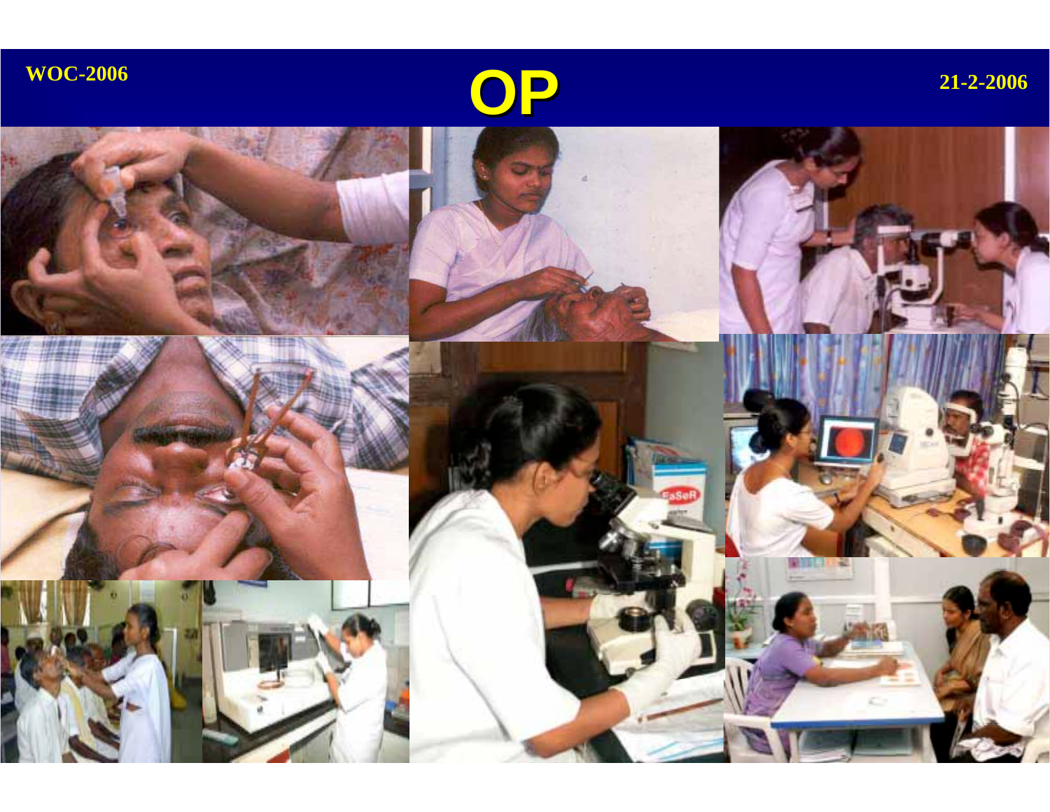WOC-2006

# OP

21-2-2006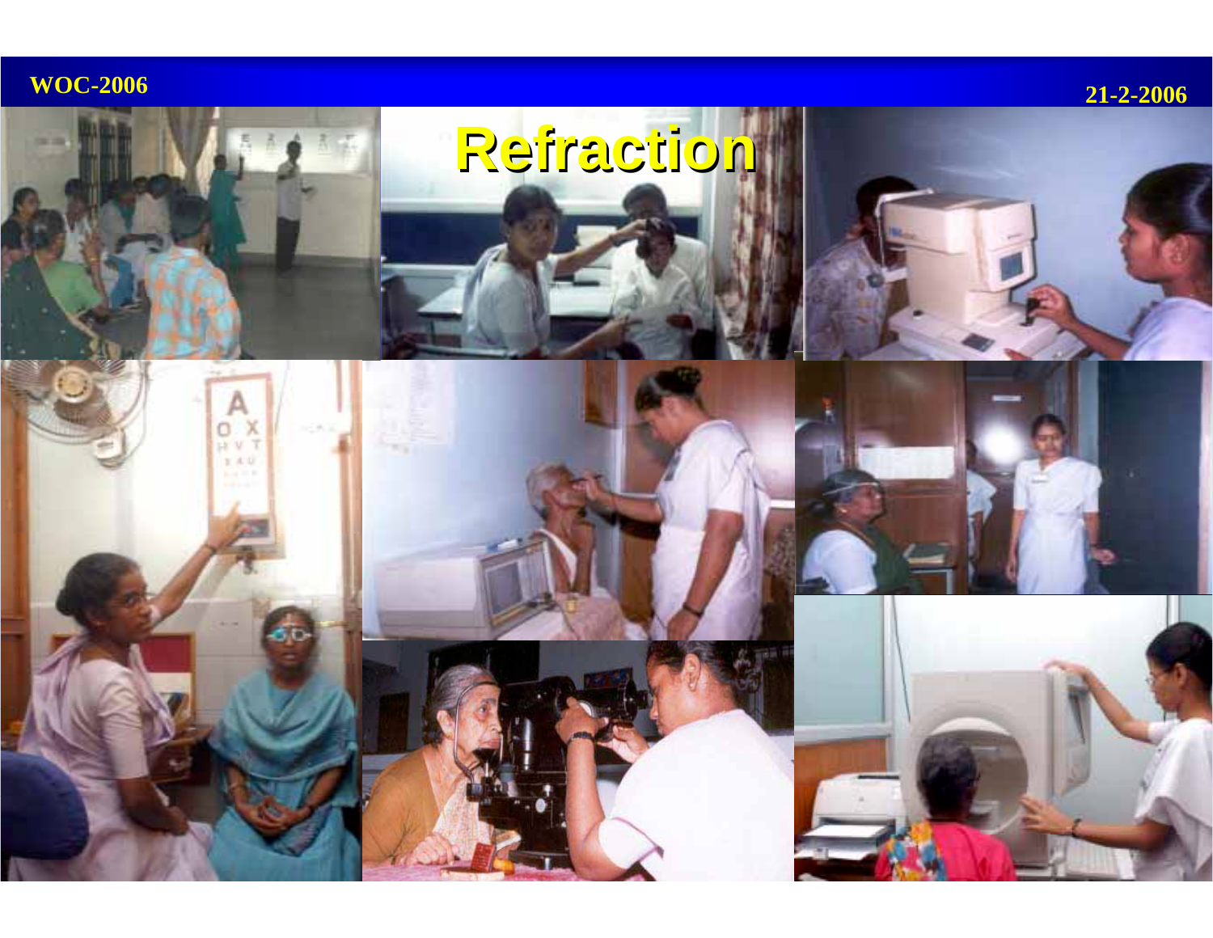# Refraction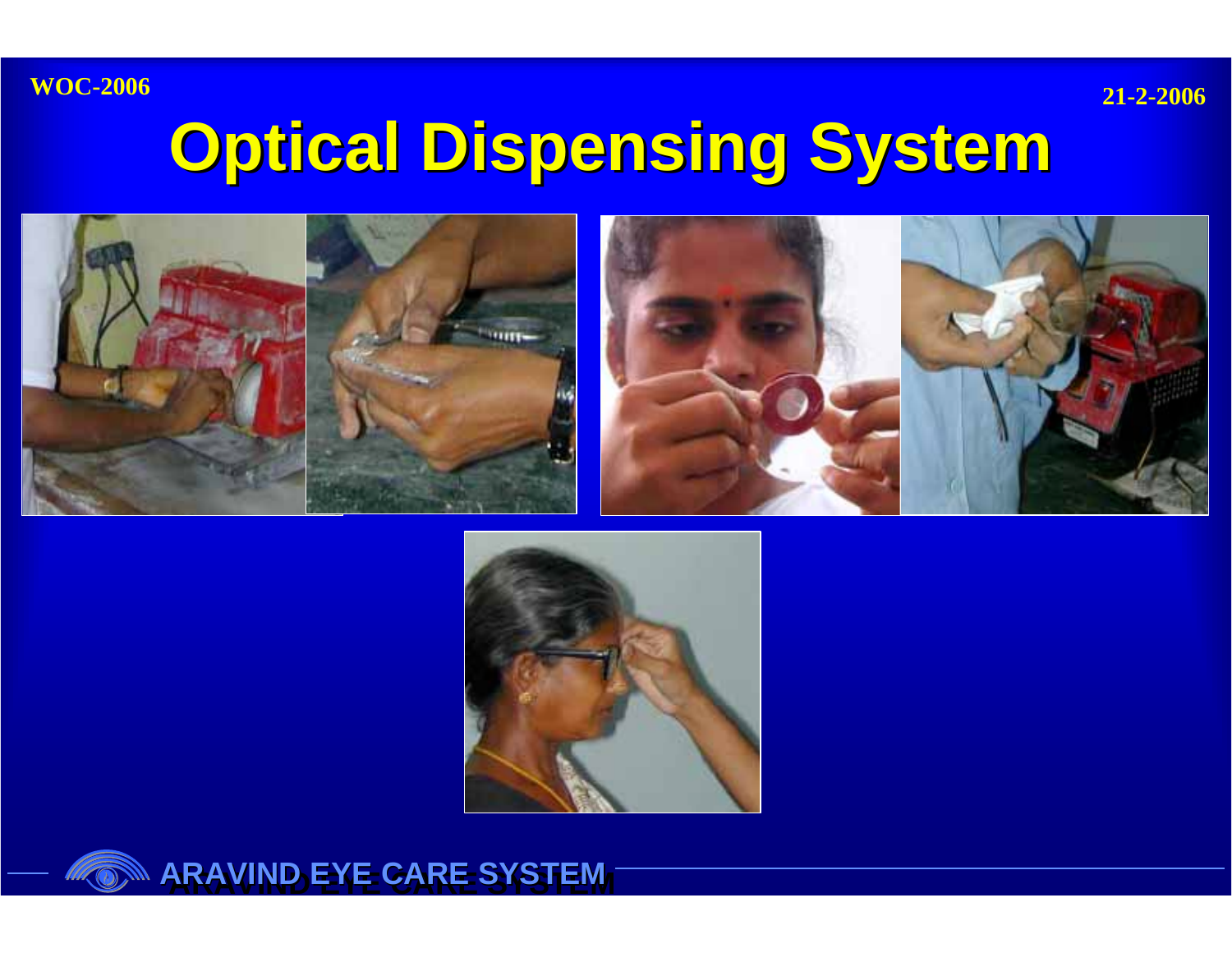# Optical Dispensing System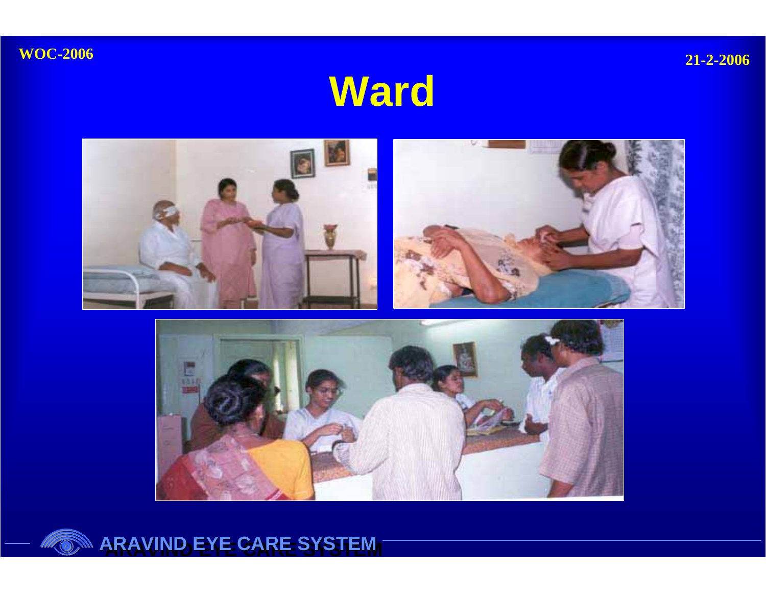# Ward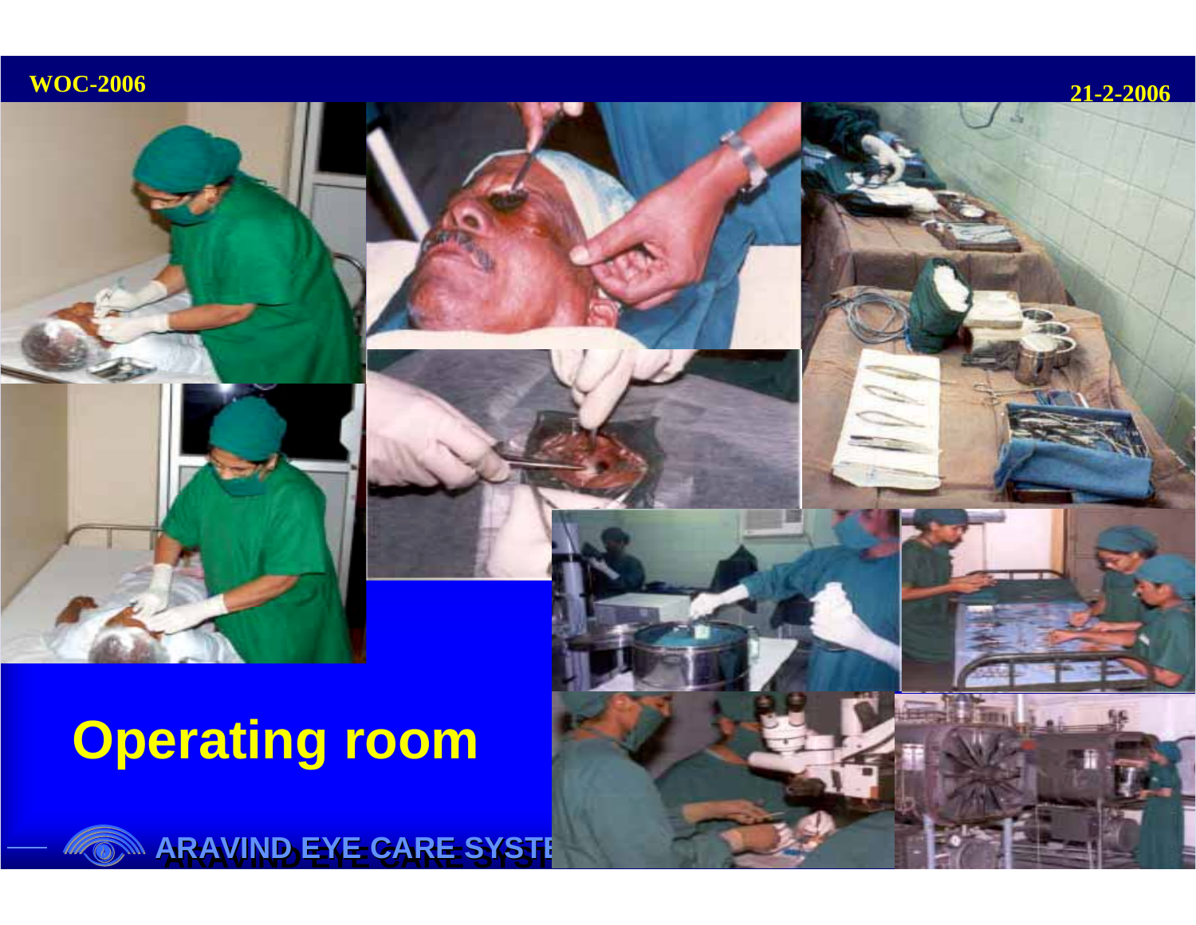# Operating room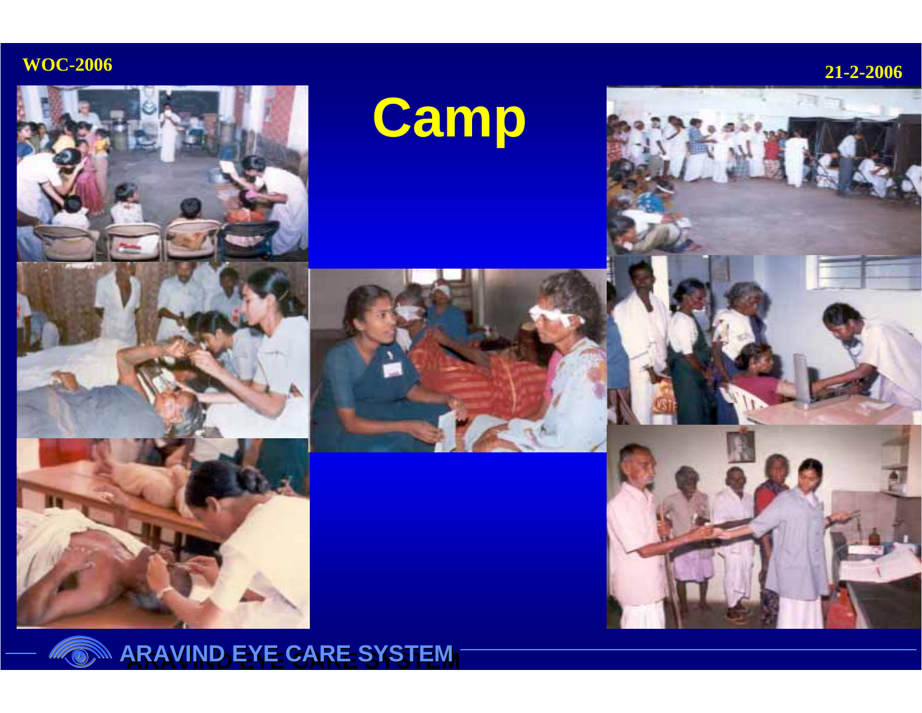# Camp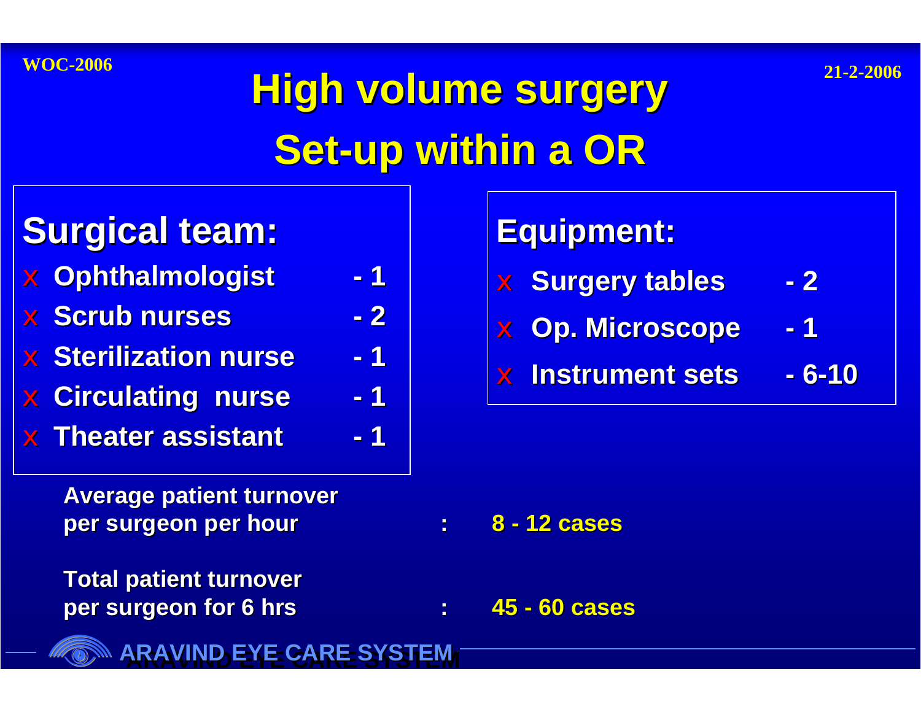# High volume surgery

# Set-up within a OR

## Surgical team:

- Ophthalmologist - 1
- Scrub nurses - 2
- Sterilization nurse - 1
- Circulating nurse - 1
- Theater assistant - 1

## Equipment:

- Surgery tables - 2
- Op. Microscope - 1
- Instrument sets - 6-10

Average patient turnover per surgeon per hour : 8 - 12 cases

Total patient turnover per surgeon for 6 hrs : 45 - 60 cases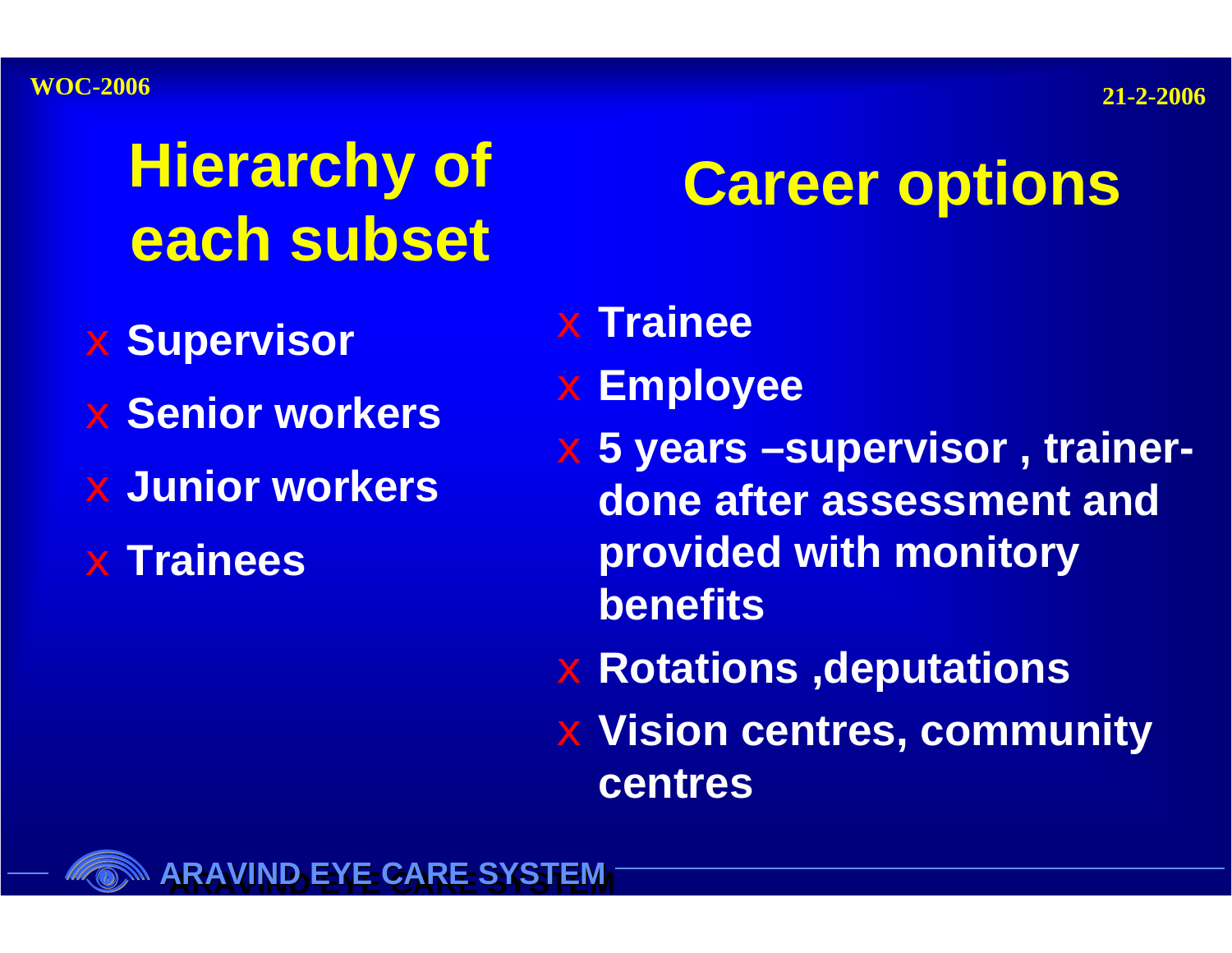## Hierarchy of each subset

- Supervisor
- Senior workers
- Junior workers
- Trainees

## Career options

- Trainee
- Employee
- 5 years –supervisor , trainer- done after assessment and provided with monitory benefits
- Rotations ,deputations
- Vision centres, community centres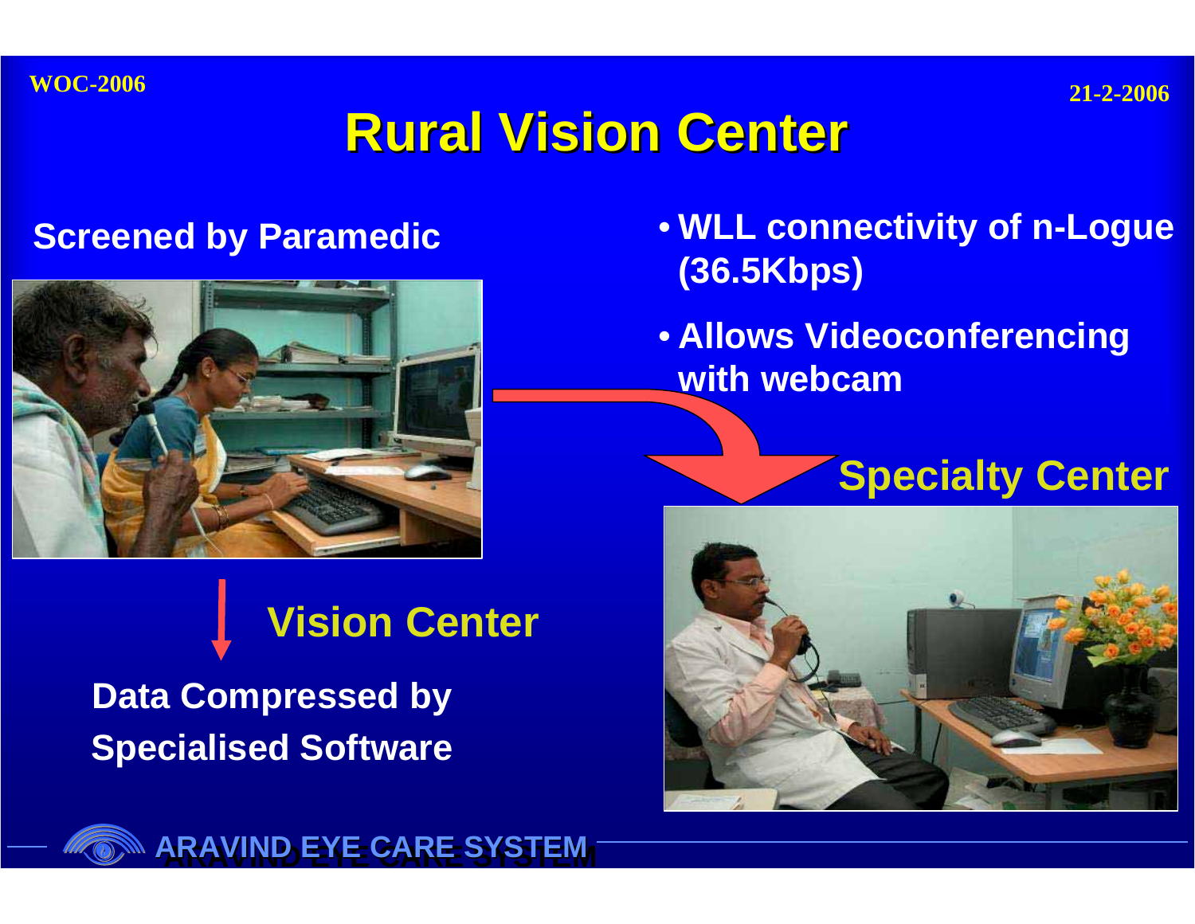# Rural Vision Center

**Screened by Paramedic**

**Vision Center**

**Data Compressed by Specialised Software**

- **WLL connectivity of n-Logue (36.5Kbps)**
- **Allows Videoconferencing with webcam**

**Specialty Center**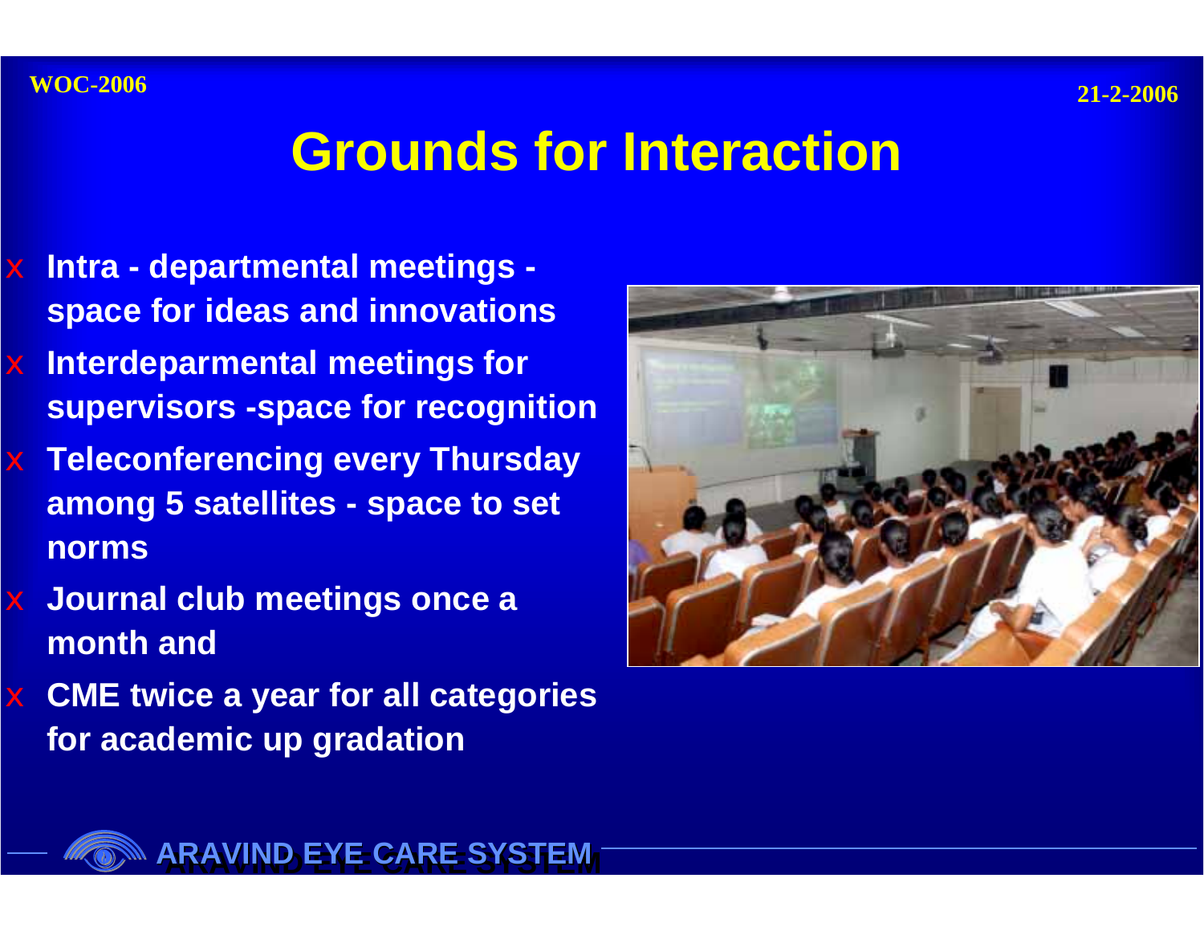# Grounds for Interaction

- Intra - departmental meetings - space for ideas and innovations
- Interdeparmental meetings for supervisors -space for recognition
- Teleconferencing every Thursday among 5 satellites - space to set norms
- Journal club meetings once a month and
- CME twice a year for all categories for academic up gradation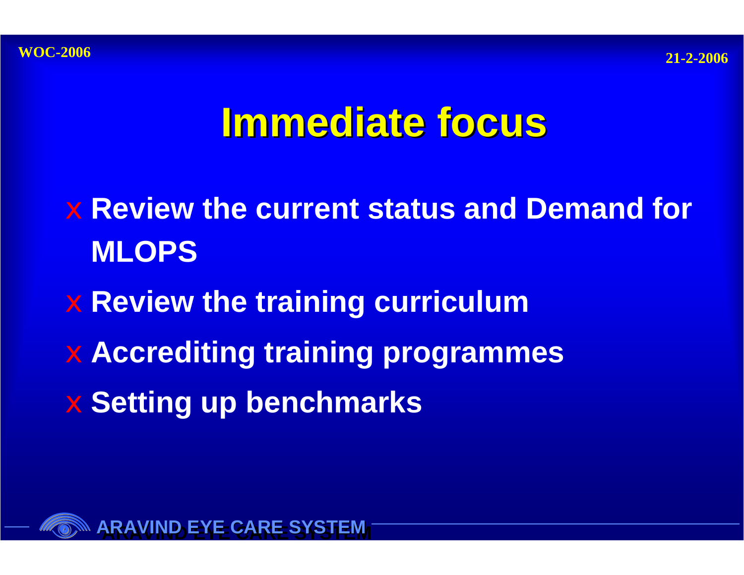# Immediate focus

- Review the current status and Demand for MLOPS
- Review the training curriculum
- Accrediting training programmes
- Setting up benchmarks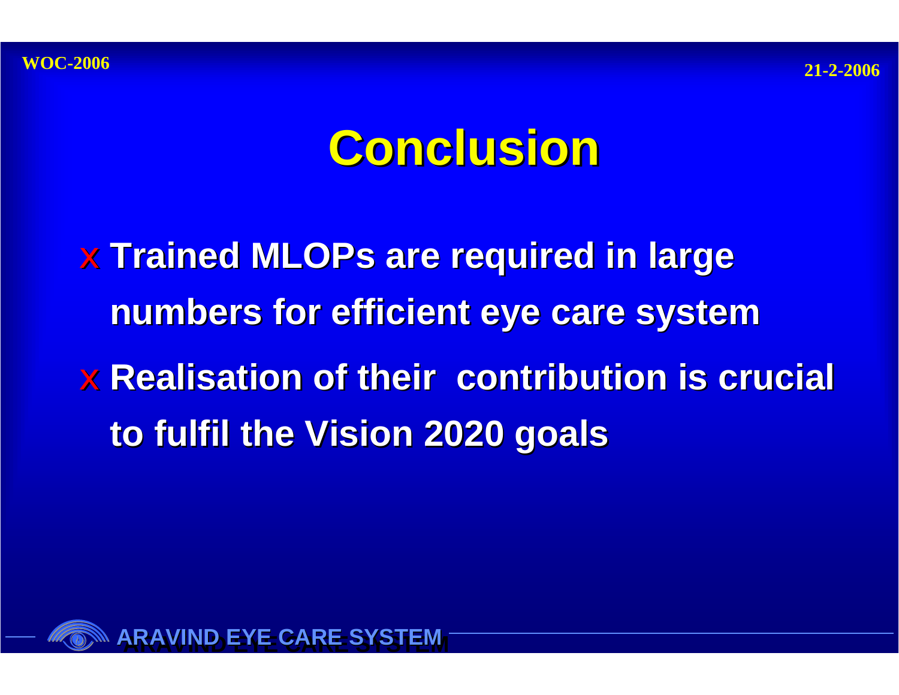# Conclusion

- Trained MLOPs are required in large numbers for efficient eye care system
- Realisation of their contribution is crucial to fulfil the Vision 2020 goals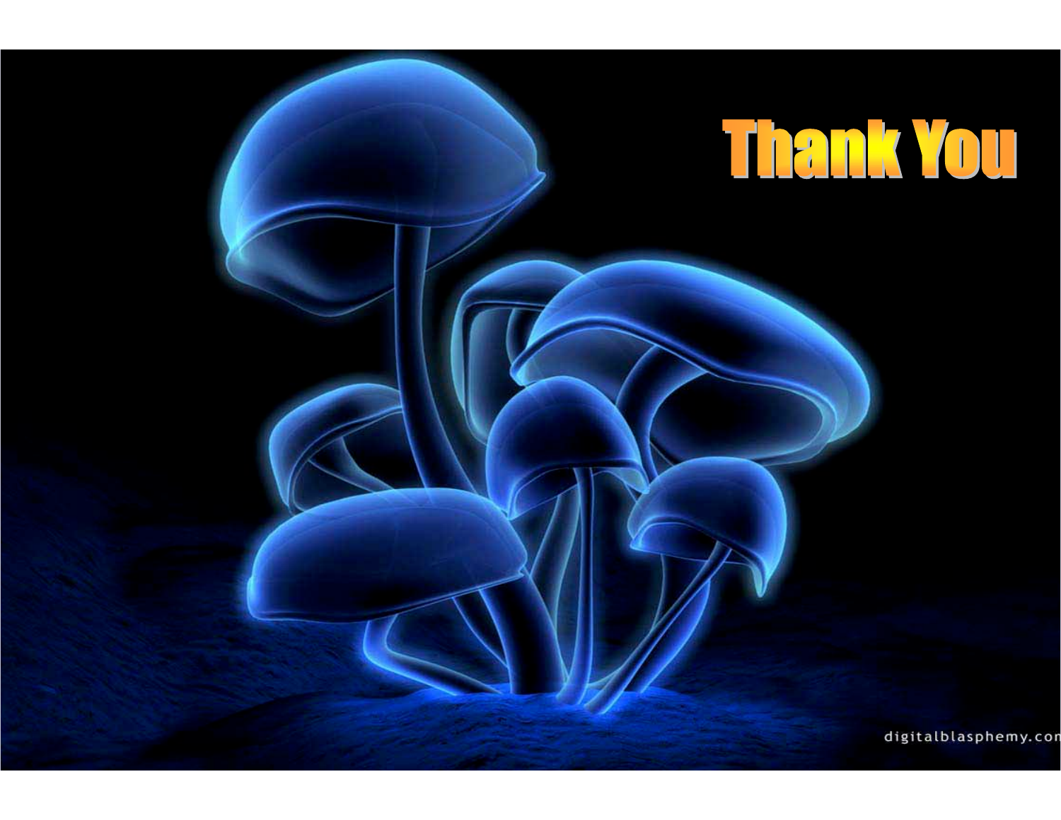# Thank You

digitalblasphemy.com